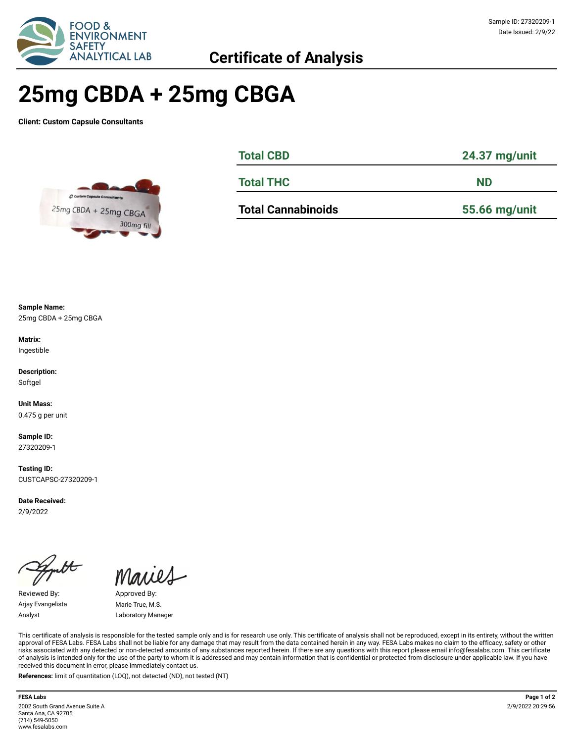**Certificate of Analysis**

Sample ID: 27320209-1
Date Issued: 2/9/22

# 25mg CBDA + 25mg CBGA

**Client: Custom Capsule Consultants**

| | |
|---|---|
| **Total CBD** | **24.37 mg/unit** |
| **Total THC** | **ND** |
| **Total Cannabinoids** | **55.66 mg/unit** |

**Sample Name:**
25mg CBDA + 25mg CBGA

**Matrix:**
Ingestible

**Description:**
Softgel

**Unit Mass:**
0.475 g per unit

**Sample ID:**
27320209-1

**Testing ID:**
CUSTCAPSC-27320209-1

**Date Received:**
2/9/2022

Reviewed By:
Arjay Evangelista
Analyst

Approved By:
Marie True, M.S.
Laboratory Manager

This certificate of analysis is responsible for the tested sample only and is for research use only. This certificate of analysis shall not be reproduced, except in its entirety, without the written approval of FESA Labs. FESA Labs shall not be liable for any damage that may result from the data contained herein in any way. FESA Labs makes no claim to the efficacy, safety or other risks associated with any detected or non-detected amounts of any substances reported herein. If there are any questions with this report please email info@fesalabs.com. This certificate of analysis is intended only for the use of the party to whom it is addressed and may contain information that is confidential or protected from disclosure under applicable law. If you have received this document in error, please immediately contact us.

**References:** limit of quantitation (LOQ), not detected (ND), not tested (NT)

**FESA Labs**
2002 South Grand Avenue Suite A
Santa Ana, CA 92705
(714) 549-5050
www.fesalabs.com

2/9/2022 20:29:56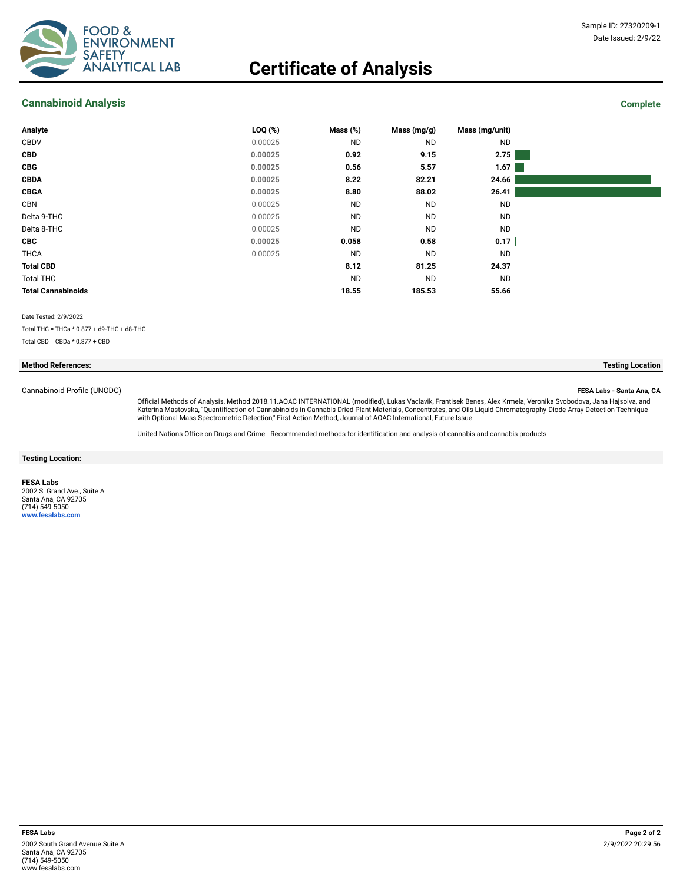Sample ID: 27320209-1
Date Issued: 2/9/22

# Certificate of Analysis

## Cannabinoid Analysis

**Complete**

| Analyte | LOQ (%) | Mass (%) | Mass (mg/g) | Mass (mg/unit) |
|---|---|---|---|---|
| CBDV | 0.00025 | ND | ND | ND |
| **CBD** | **0.00025** | **0.92** | **9.15** | **2.75** |
| **CBG** | **0.00025** | **0.56** | **5.57** | **1.67** |
| **CBDA** | **0.00025** | **8.22** | **82.21** | **24.66** |
| **CBGA** | **0.00025** | **8.80** | **88.02** | **26.41** |
| CBN | 0.00025 | ND | ND | ND |
| Delta 9-THC | 0.00025 | ND | ND | ND |
| Delta 8-THC | 0.00025 | ND | ND | ND |
| **CBC** | **0.00025** | **0.058** | **0.58** | **0.17** |
| THCA | 0.00025 | ND | ND | ND |
| **Total CBD** | | **8.12** | **81.25** | **24.37** |
| Total THC | | ND | ND | ND |
| **Total Cannabinoids** | | **18.55** | **185.53** | **55.66** |

Date Tested: 2/9/2022

Total THC = THCa * 0.877 + d9-THC + d8-THC

Total CBD = CBDa * 0.877 + CBD

| Method References: | | Testing Location |
|---|---|---|
| Cannabinoid Profile (UNODC) | Official Methods of Analysis, Method 2018.11.AOAC INTERNATIONAL (modified), Lukas Vaclavik, Frantisek Benes, Alex Krmela, Veronika Svobodova, Jana Hajsolva, and Katerina Mastovska, "Quantification of Cannabinoids in Cannabis Dried Plant Materials, Concentrates, and Oils Liquid Chromatography-Diode Array Detection Technique with Optional Mass Spectrometric Detection," First Action Method, Journal of AOAC International, Future Issue<br><br>United Nations Office on Drugs and Crime - Recommended methods for identification and analysis of cannabis and cannabis products | **FESA Labs - Santa Ana, CA** |

**Testing Location:**

**FESA Labs**
2002 S. Grand Ave., Suite A
Santa Ana, CA 92705
(714) 549-5050
**www.fesalabs.com**